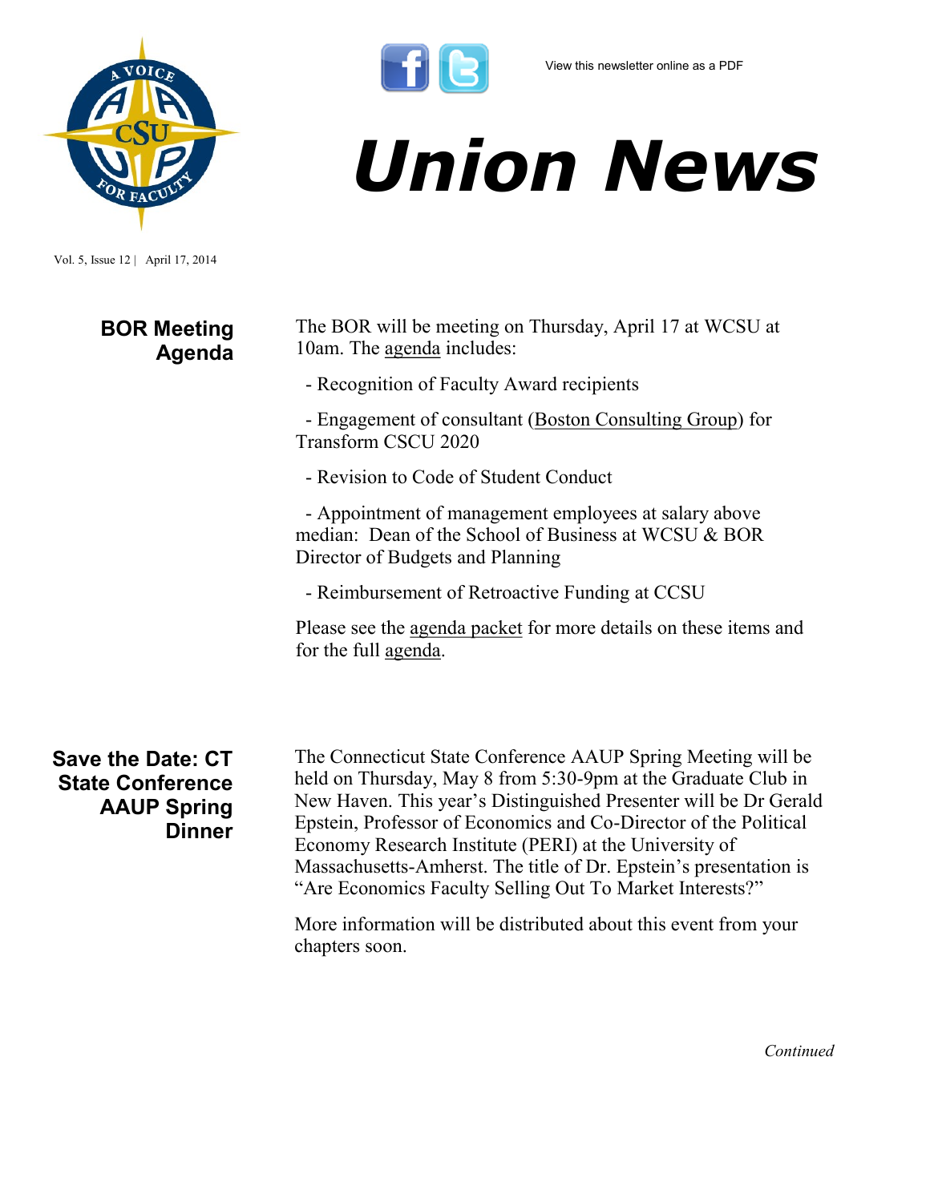View this newsletter online as a PDF

# Union News

Vol. 5, Issue 12 | April 17, 2014

## BOR Meeting Agenda

The BOR will be meeting on Thursday, April 17 at WCSU at 10am. The agenda includes:

- Recognition of Faculty Award recipients
- Engagement of consultant (Boston Consulting Group) for Transform CSCU 2020
- Revision to Code of Student Conduct
- Appointment of management employees at salary above median: Dean of the School of Business at WCSU & BOR Director of Budgets and Planning
- Reimbursement of Retroactive Funding at CCSU

Please see the agenda packet for more details on these items and for the full agenda.

## Save the Date: CT State Conference AAUP Spring Dinner

The Connecticut State Conference AAUP Spring Meeting will be held on Thursday, May 8 from 5:30-9pm at the Graduate Club in New Haven. This year's Distinguished Presenter will be Dr Gerald Epstein, Professor of Economics and Co-Director of the Political Economy Research Institute (PERI) at the University of Massachusetts-Amherst. The title of Dr. Epstein's presentation is "Are Economics Faculty Selling Out To Market Interests?"

More information will be distributed about this event from your chapters soon.

*Continued*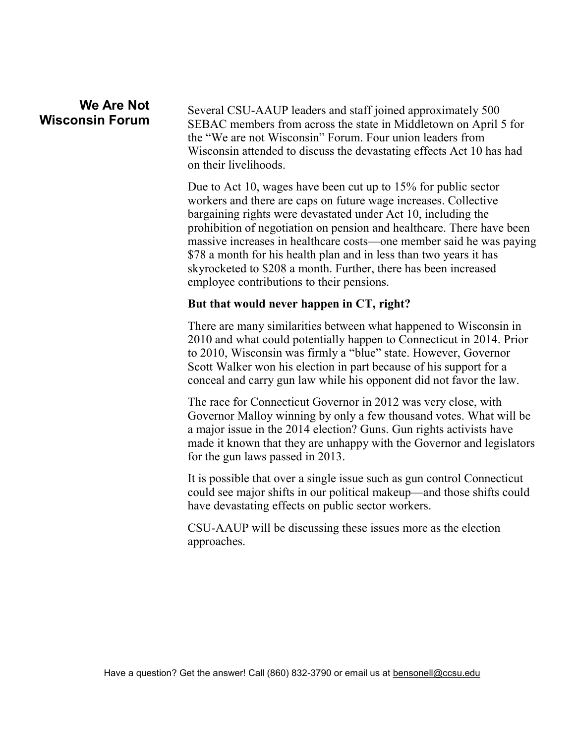## We Are Not Wisconsin Forum

Several CSU-AAUP leaders and staff joined approximately 500 SEBAC members from across the state in Middletown on April 5 for the "We are not Wisconsin" Forum. Four union leaders from Wisconsin attended to discuss the devastating effects Act 10 has had on their livelihoods.

Due to Act 10, wages have been cut up to 15% for public sector workers and there are caps on future wage increases. Collective bargaining rights were devastated under Act 10, including the prohibition of negotiation on pension and healthcare. There have been massive increases in healthcare costs—one member said he was paying $78 a month for his health plan and in less than two years it has skyrocketed to $208 a month. Further, there has been increased employee contributions to their pensions.

**But that would never happen in CT, right?**

There are many similarities between what happened to Wisconsin in 2010 and what could potentially happen to Connecticut in 2014. Prior to 2010, Wisconsin was firmly a "blue" state. However, Governor Scott Walker won his election in part because of his support for a conceal and carry gun law while his opponent did not favor the law.

The race for Connecticut Governor in 2012 was very close, with Governor Malloy winning by only a few thousand votes. What will be a major issue in the 2014 election? Guns. Gun rights activists have made it known that they are unhappy with the Governor and legislators for the gun laws passed in 2013.

It is possible that over a single issue such as gun control Connecticut could see major shifts in our political makeup—and those shifts could have devastating effects on public sector workers.

CSU-AAUP will be discussing these issues more as the election approaches.

Have a question? Get the answer! Call (860) 832-3790 or email us at bensonell@ccsu.edu